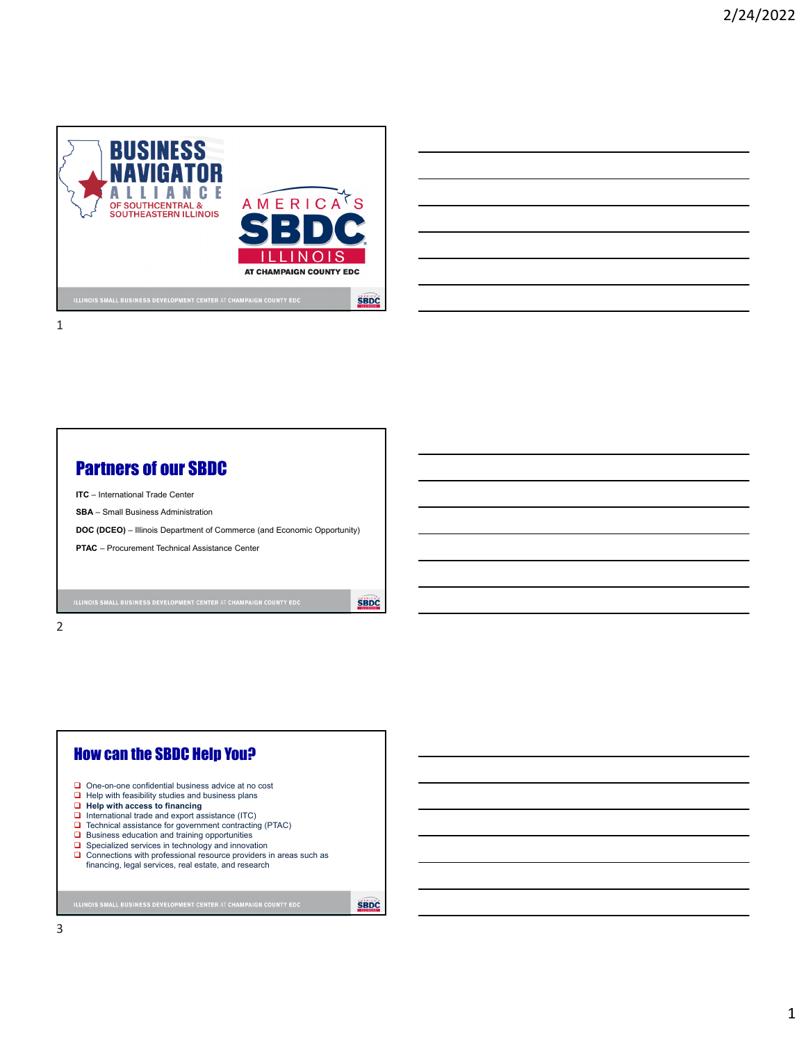# BUSINESS NAVIGATOR ALLIANCE OF SOUTHCENTRAL & SOUTHEASTERN ILLINOIS

AMERICA'S SBDC ILLINOIS AT CHAMPAIGN COUNTY EDC

ILLINOIS SMALL BUSINESS DEVELOPMENT CENTER AT CHAMPAIGN COUNTY EDC

## Partners of our SBDC

**ITC** – International Trade Center

**SBA** – Small Business Administration

**DOC (DCEO)** – Illinois Department of Commerce (and Economic Opportunity)

**PTAC** – Procurement Technical Assistance Center

ILLINOIS SMALL BUSINESS DEVELOPMENT CENTER AT CHAMPAIGN COUNTY EDC

## How can the SBDC Help You?

- One-on-one confidential business advice at no cost
- Help with feasibility studies and business plans
- **Help with access to financing**
- International trade and export assistance (ITC)
- Technical assistance for government contracting (PTAC)
- Business education and training opportunities
- Specialized services in technology and innovation
- Connections with professional resource providers in areas such as financing, legal services, real estate, and research

ILLINOIS SMALL BUSINESS DEVELOPMENT CENTER AT CHAMPAIGN COUNTY EDC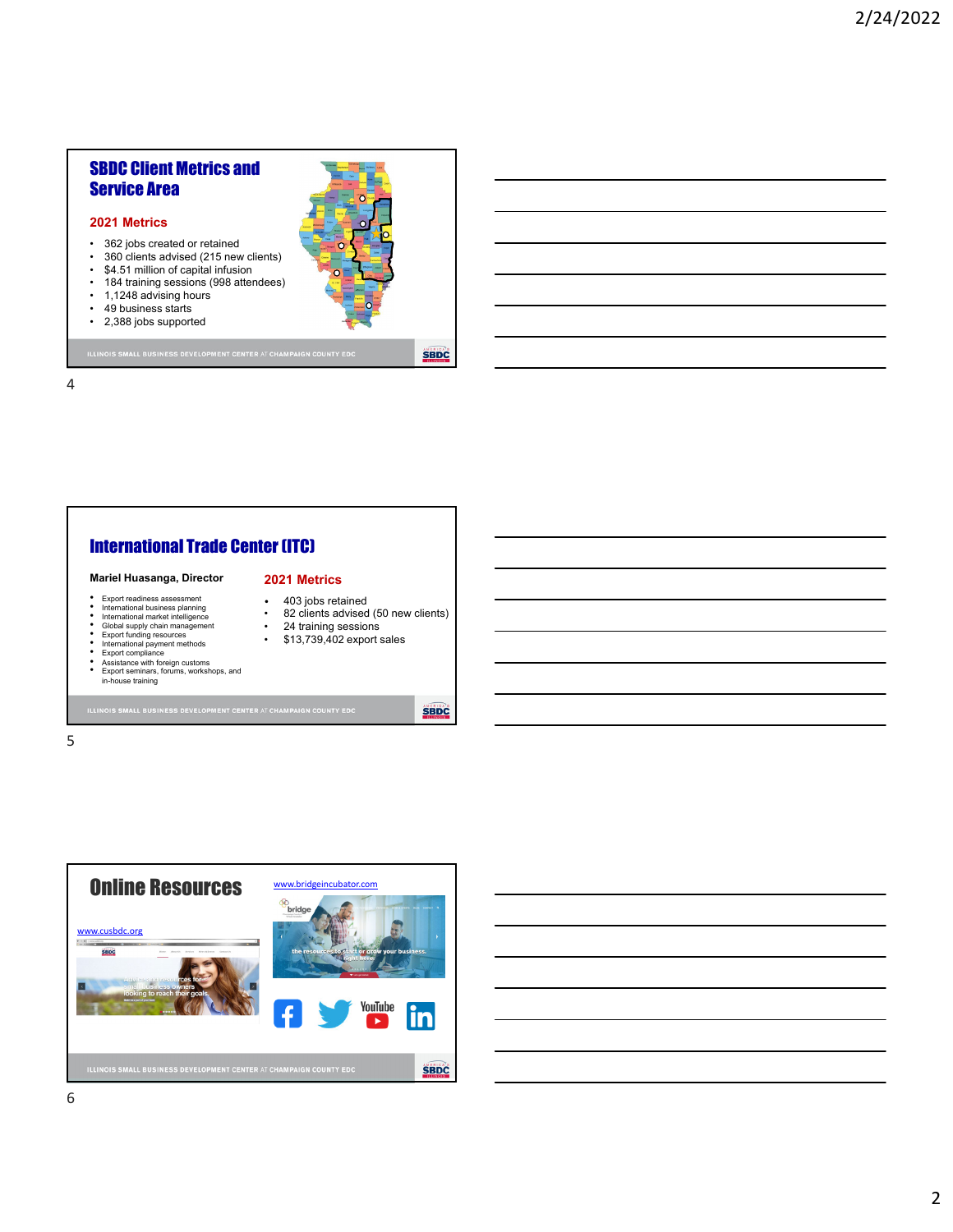## SBDC Client Metrics and Service Area

### 2021 Metrics

- 362 jobs created or retained
- 360 clients advised (215 new clients)
- $4.51 million of capital infusion
- 184 training sessions (998 attendees)
- 1,1248 advising hours
- 49 business starts
- 2,388 jobs supported

ILLINOIS SMALL BUSINESS DEVELOPMENT CENTER AT CHAMPAIGN COUNTY EDC

## International Trade Center (ITC)

**Mariel Huasanga, Director**

- Export readiness assessment
- International business planning
- International market intelligence
- Global supply chain management
- Export funding resources
- International payment methods
- Export compliance
- Assistance with foreign customs
- Export seminars, forums, workshops, and in-house training

### 2021 Metrics

- 403 jobs retained
- 82 clients advised (50 new clients)
- 24 training sessions
- $13,739,402 export sales

ILLINOIS SMALL BUSINESS DEVELOPMENT CENTER AT CHAMPAIGN COUNTY EDC

## Online Resources

www.cusbdc.org

www.bridgeincubator.com

ILLINOIS SMALL BUSINESS DEVELOPMENT CENTER AT CHAMPAIGN COUNTY EDC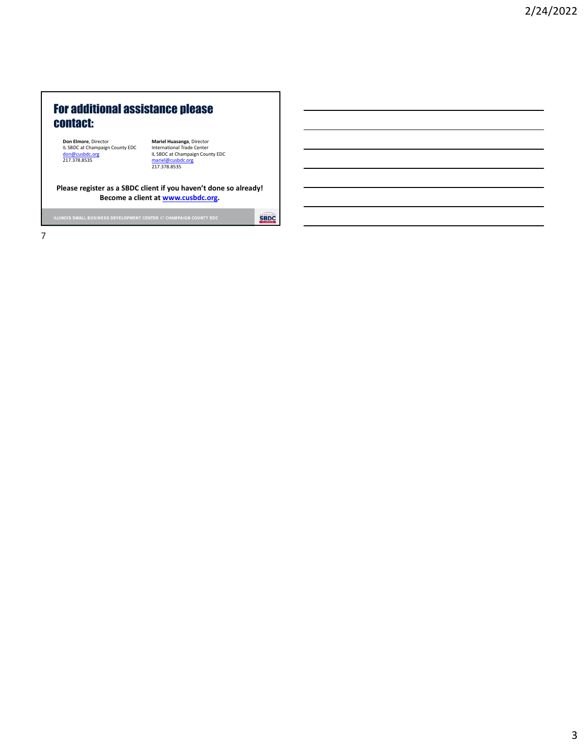## For additional assistance please contact:

**Don Elmore**, Director
IL SBDC at Champaign County EDC
don@cusbdc.org
217.378.8535

**Mariel Huasanga**, Director
International Trade Center
IL SBDC at Champaign County EDC
mariel@cusbdc.org
217.378.8535

**Please register as a SBDC client if you haven't done so already!**
**Become a client at www.cusbdc.org.**

ILLINOIS SMALL BUSINESS DEVELOPMENT CENTER AT CHAMPAIGN COUNTY EDC

7